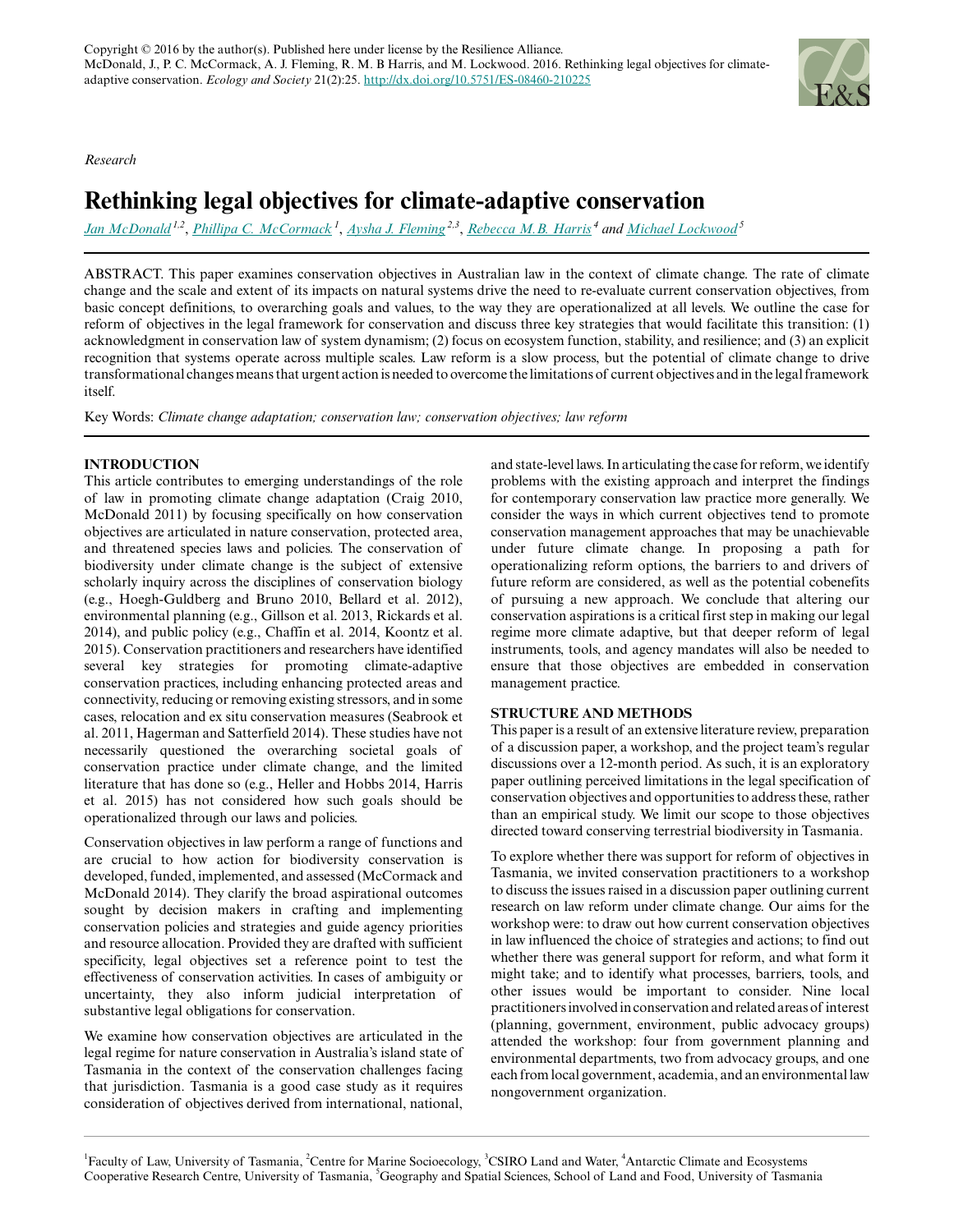Copyright © 2016 by the author(s). Published here under license by the Resilience Alliance.
McDonald, J., P. C. McCormack, A. J. Fleming, R. M. B Harris, and M. Lockwood. 2016. Rethinking legal objectives for climate-adaptive conservation. *Ecology and Society* 21(2):25. http://dx.doi.org/10.5751/ES-08460-210225

*Research*

# Rethinking legal objectives for climate-adaptive conservation

Jan McDonald[1,2], Phillipa C. McCormack[1], Aysha J. Fleming[2,3], Rebecca M.B. Harris[4] and Michael Lockwood[5]

ABSTRACT. This paper examines conservation objectives in Australian law in the context of climate change. The rate of climate change and the scale and extent of its impacts on natural systems drive the need to re-evaluate current conservation objectives, from basic concept definitions, to overarching goals and values, to the way they are operationalized at all levels. We outline the case for reform of objectives in the legal framework for conservation and discuss three key strategies that would facilitate this transition: (1) acknowledgment in conservation law of system dynamism; (2) focus on ecosystem function, stability, and resilience; and (3) an explicit recognition that systems operate across multiple scales. Law reform is a slow process, but the potential of climate change to drive transformational changes means that urgent action is needed to overcome the limitations of current objectives and in the legal framework itself.

Key Words: *Climate change adaptation; conservation law; conservation objectives; law reform*

## INTRODUCTION

This article contributes to emerging understandings of the role of law in promoting climate change adaptation (Craig 2010, McDonald 2011) by focusing specifically on how conservation objectives are articulated in nature conservation, protected area, and threatened species laws and policies. The conservation of biodiversity under climate change is the subject of extensive scholarly inquiry across the disciplines of conservation biology (e.g., Hoegh-Guldberg and Bruno 2010, Bellard et al. 2012), environmental planning (e.g., Gillson et al. 2013, Rickards et al. 2014), and public policy (e.g., Chaffin et al. 2014, Koontz et al. 2015). Conservation practitioners and researchers have identified several key strategies for promoting climate-adaptive conservation practices, including enhancing protected areas and connectivity, reducing or removing existing stressors, and in some cases, relocation and ex situ conservation measures (Seabrook et al. 2011, Hagerman and Satterfield 2014). These studies have not necessarily questioned the overarching societal goals of conservation practice under climate change, and the limited literature that has done so (e.g., Heller and Hobbs 2014, Harris et al. 2015) has not considered how such goals should be operationalized through our laws and policies.

Conservation objectives in law perform a range of functions and are crucial to how action for biodiversity conservation is developed, funded, implemented, and assessed (McCormack and McDonald 2014). They clarify the broad aspirational outcomes sought by decision makers in crafting and implementing conservation policies and strategies and guide agency priorities and resource allocation. Provided they are drafted with sufficient specificity, legal objectives set a reference point to test the effectiveness of conservation activities. In cases of ambiguity or uncertainty, they also inform judicial interpretation of substantive legal obligations for conservation.

We examine how conservation objectives are articulated in the legal regime for nature conservation in Australia's island state of Tasmania in the context of the conservation challenges facing that jurisdiction. Tasmania is a good case study as it requires consideration of objectives derived from international, national, and state-level laws. In articulating the case for reform, we identify problems with the existing approach and interpret the findings for contemporary conservation law practice more generally. We consider the ways in which current objectives tend to promote conservation management approaches that may be unachievable under future climate change. In proposing a path for operationalizing reform options, the barriers to and drivers of future reform are considered, as well as the potential cobenefits of pursuing a new approach. We conclude that altering our conservation aspirations is a critical first step in making our legal regime more climate adaptive, but that deeper reform of legal instruments, tools, and agency mandates will also be needed to ensure that those objectives are embedded in conservation management practice.

## STRUCTURE AND METHODS

This paper is a result of an extensive literature review, preparation of a discussion paper, a workshop, and the project team's regular discussions over a 12-month period. As such, it is an exploratory paper outlining perceived limitations in the legal specification of conservation objectives and opportunities to address these, rather than an empirical study. We limit our scope to those objectives directed toward conserving terrestrial biodiversity in Tasmania.

To explore whether there was support for reform of objectives in Tasmania, we invited conservation practitioners to a workshop to discuss the issues raised in a discussion paper outlining current research on law reform under climate change. Our aims for the workshop were: to draw out how current conservation objectives in law influenced the choice of strategies and actions; to find out whether there was general support for reform, and what form it might take; and to identify what processes, barriers, tools, and other issues would be important to consider. Nine local practitioners involved in conservation and related areas of interest (planning, government, environment, public advocacy groups) attended the workshop: four from government planning and environmental departments, two from advocacy groups, and one each from local government, academia, and an environmental law nongovernment organization.

[1]Faculty of Law, University of Tasmania, [2]Centre for Marine Socioecology, [3]CSIRO Land and Water, [4]Antarctic Climate and Ecosystems Cooperative Research Centre, University of Tasmania, [5]Geography and Spatial Sciences, School of Land and Food, University of Tasmania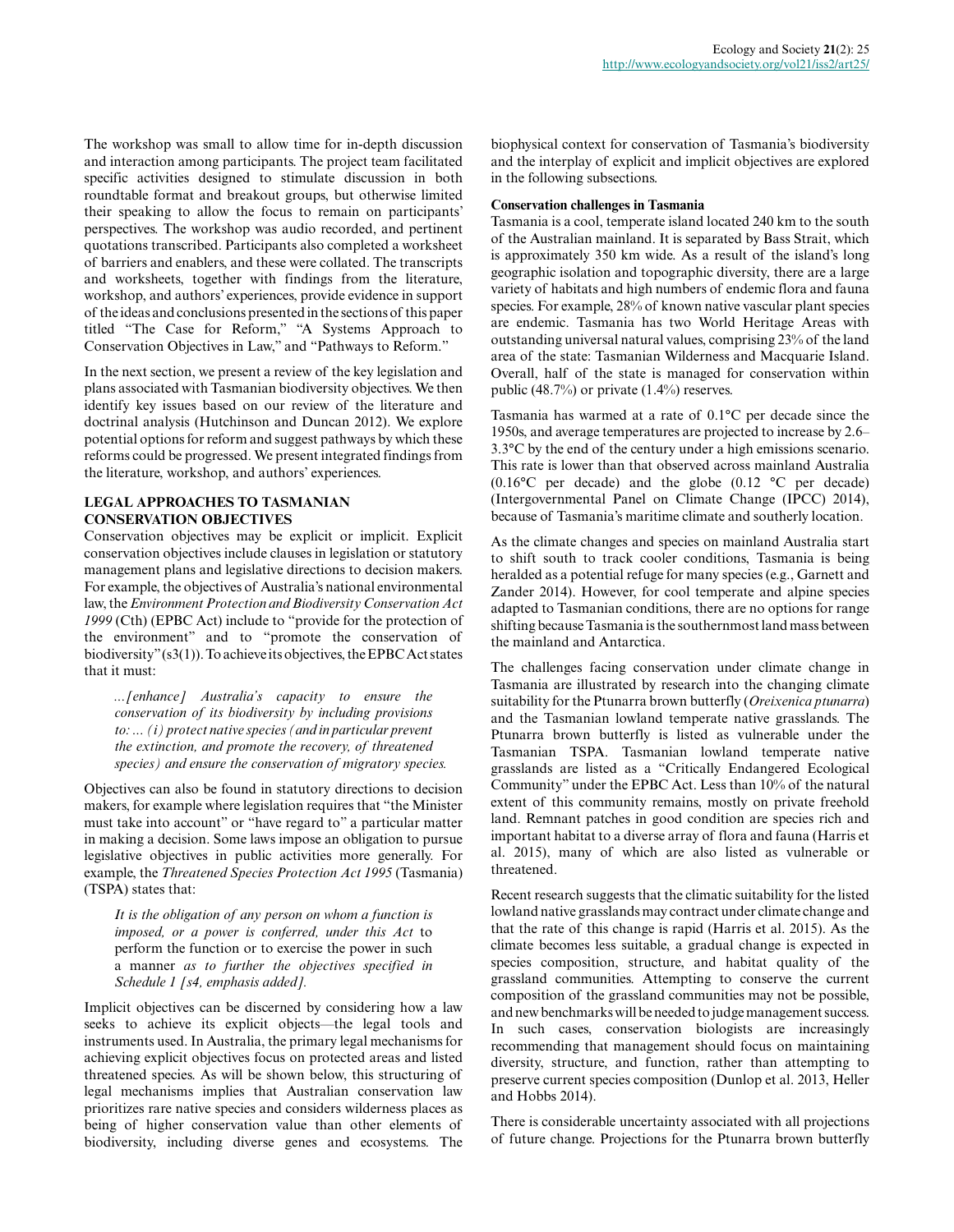The workshop was small to allow time for in-depth discussion and interaction among participants. The project team facilitated specific activities designed to stimulate discussion in both roundtable format and breakout groups, but otherwise limited their speaking to allow the focus to remain on participants' perspectives. The workshop was audio recorded, and pertinent quotations transcribed. Participants also completed a worksheet of barriers and enablers, and these were collated. The transcripts and worksheets, together with findings from the literature, workshop, and authors' experiences, provide evidence in support of the ideas and conclusions presented in the sections of this paper titled "The Case for Reform," "A Systems Approach to Conservation Objectives in Law," and "Pathways to Reform."

In the next section, we present a review of the key legislation and plans associated with Tasmanian biodiversity objectives. We then identify key issues based on our review of the literature and doctrinal analysis (Hutchinson and Duncan 2012). We explore potential options for reform and suggest pathways by which these reforms could be progressed. We present integrated findings from the literature, workshop, and authors' experiences.

## LEGAL APPROACHES TO TASMANIAN CONSERVATION OBJECTIVES

Conservation objectives may be explicit or implicit. Explicit conservation objectives include clauses in legislation or statutory management plans and legislative directions to decision makers. For example, the objectives of Australia's national environmental law, the *Environment Protection and Biodiversity Conservation Act 1999* (Cth) (EPBC Act) include to "provide for the protection of the environment" and to "promote the conservation of biodiversity" (s3(1)). To achieve its objectives, the EPBC Act states that it must:

> *...[enhance] Australia's capacity to ensure the conservation of its biodiversity by including provisions to:... (i) protect native species (and in particular prevent the extinction, and promote the recovery, of threatened species) and ensure the conservation of migratory species.*

Objectives can also be found in statutory directions to decision makers, for example where legislation requires that "the Minister must take into account" or "have regard to" a particular matter in making a decision. Some laws impose an obligation to pursue legislative objectives in public activities more generally. For example, the *Threatened Species Protection Act 1995* (Tasmania) (TSPA) states that:

> *It is the obligation of any person on whom a function is imposed, or a power is conferred, under this Act* to perform the function or to exercise the power in such a manner *as to further the objectives specified in Schedule 1 [s4, emphasis added].*

Implicit objectives can be discerned by considering how a law seeks to achieve its explicit objects—the legal tools and instruments used. In Australia, the primary legal mechanisms for achieving explicit objectives focus on protected areas and listed threatened species. As will be shown below, this structuring of legal mechanisms implies that Australian conservation law prioritizes rare native species and considers wilderness places as being of higher conservation value than other elements of biodiversity, including diverse genes and ecosystems. The biophysical context for conservation of Tasmania's biodiversity and the interplay of explicit and implicit objectives are explored in the following subsections.

### Conservation challenges in Tasmania

Tasmania is a cool, temperate island located 240 km to the south of the Australian mainland. It is separated by Bass Strait, which is approximately 350 km wide. As a result of the island's long geographic isolation and topographic diversity, there are a large variety of habitats and high numbers of endemic flora and fauna species. For example, 28% of known native vascular plant species are endemic. Tasmania has two World Heritage Areas with outstanding universal natural values, comprising 23% of the land area of the state: Tasmanian Wilderness and Macquarie Island. Overall, half of the state is managed for conservation within public (48.7%) or private (1.4%) reserves.

Tasmania has warmed at a rate of 0.1°C per decade since the 1950s, and average temperatures are projected to increase by 2.6–3.3°C by the end of the century under a high emissions scenario. This rate is lower than that observed across mainland Australia (0.16°C per decade) and the globe (0.12 °C per decade) (Intergovernmental Panel on Climate Change (IPCC) 2014), because of Tasmania's maritime climate and southerly location.

As the climate changes and species on mainland Australia start to shift south to track cooler conditions, Tasmania is being heralded as a potential refuge for many species (e.g., Garnett and Zander 2014). However, for cool temperate and alpine species adapted to Tasmanian conditions, there are no options for range shifting because Tasmania is the southernmost land mass between the mainland and Antarctica.

The challenges facing conservation under climate change in Tasmania are illustrated by research into the changing climate suitability for the Ptunarra brown butterfly (*Oreixenica ptunarra*) and the Tasmanian lowland temperate native grasslands. The Ptunarra brown butterfly is listed as vulnerable under the Tasmanian TSPA. Tasmanian lowland temperate native grasslands are listed as a "Critically Endangered Ecological Community" under the EPBC Act. Less than 10% of the natural extent of this community remains, mostly on private freehold land. Remnant patches in good condition are species rich and important habitat to a diverse array of flora and fauna (Harris et al. 2015), many of which are also listed as vulnerable or threatened.

Recent research suggests that the climatic suitability for the listed lowland native grasslands may contract under climate change and that the rate of this change is rapid (Harris et al. 2015). As the climate becomes less suitable, a gradual change is expected in species composition, structure, and habitat quality of the grassland communities. Attempting to conserve the current composition of the grassland communities may not be possible, and new benchmarks will be needed to judge management success. In such cases, conservation biologists are increasingly recommending that management should focus on maintaining diversity, structure, and function, rather than attempting to preserve current species composition (Dunlop et al. 2013, Heller and Hobbs 2014).

There is considerable uncertainty associated with all projections of future change. Projections for the Ptunarra brown butterfly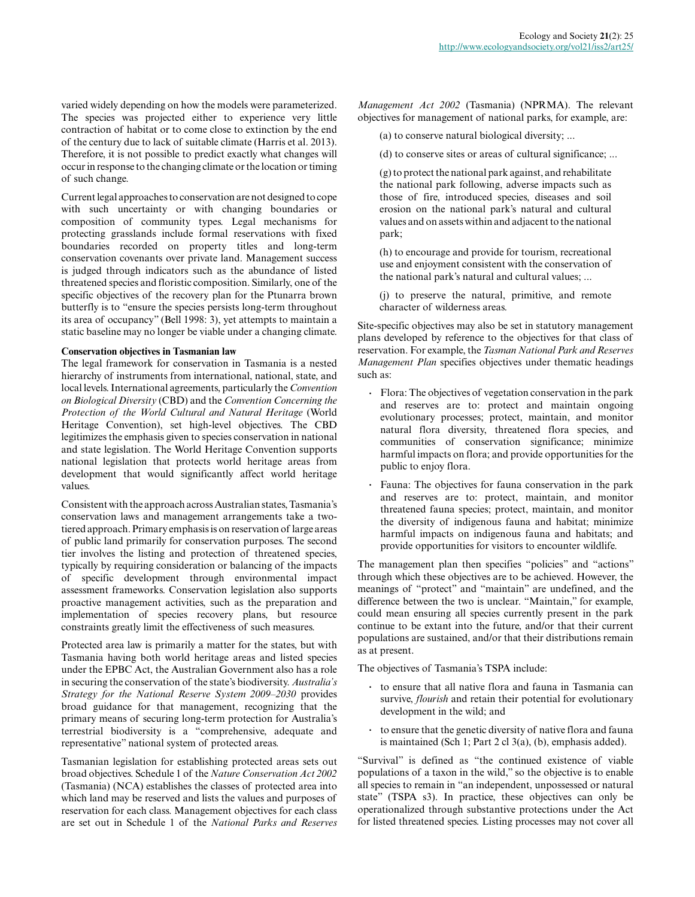varied widely depending on how the models were parameterized. The species was projected either to experience very little contraction of habitat or to come close to extinction by the end of the century due to lack of suitable climate (Harris et al. 2013). Therefore, it is not possible to predict exactly what changes will occur in response to the changing climate or the location or timing of such change.

Current legal approaches to conservation are not designed to cope with such uncertainty or with changing boundaries or composition of community types. Legal mechanisms for protecting grasslands include formal reservations with fixed boundaries recorded on property titles and long-term conservation covenants over private land. Management success is judged through indicators such as the abundance of listed threatened species and floristic composition. Similarly, one of the specific objectives of the recovery plan for the Ptunarra brown butterfly is to "ensure the species persists long-term throughout its area of occupancy" (Bell 1998: 3), yet attempts to maintain a static baseline may no longer be viable under a changing climate.

### Conservation objectives in Tasmanian law

The legal framework for conservation in Tasmania is a nested hierarchy of instruments from international, national, state, and local levels. International agreements, particularly the *Convention on Biological Diversity* (CBD) and the *Convention Concerning the Protection of the World Cultural and Natural Heritage* (World Heritage Convention), set high-level objectives. The CBD legitimizes the emphasis given to species conservation in national and state legislation. The World Heritage Convention supports national legislation that protects world heritage areas from development that would significantly affect world heritage values.

Consistent with the approach across Australian states, Tasmania's conservation laws and management arrangements take a two-tiered approach. Primary emphasis is on reservation of large areas of public land primarily for conservation purposes. The second tier involves the listing and protection of threatened species, typically by requiring consideration or balancing of the impacts of specific development through environmental impact assessment frameworks. Conservation legislation also supports proactive management activities, such as the preparation and implementation of species recovery plans, but resource constraints greatly limit the effectiveness of such measures.

Protected area law is primarily a matter for the states, but with Tasmania having both world heritage areas and listed species under the EPBC Act, the Australian Government also has a role in securing the conservation of the state's biodiversity. *Australia's Strategy for the National Reserve System 2009–2030* provides broad guidance for that management, recognizing that the primary means of securing long-term protection for Australia's terrestrial biodiversity is a "comprehensive, adequate and representative" national system of protected areas.

Tasmanian legislation for establishing protected areas sets out broad objectives. Schedule 1 of the *Nature Conservation Act 2002* (Tasmania) (NCA) establishes the classes of protected area into which land may be reserved and lists the values and purposes of reservation for each class. Management objectives for each class are set out in Schedule 1 of the *National Parks and Reserves Management Act 2002* (Tasmania) (NPRMA). The relevant objectives for management of national parks, for example, are:

> (a) to conserve natural biological diversity; ...
>
> (d) to conserve sites or areas of cultural significance; ...
>
> (g) to protect the national park against, and rehabilitate the national park following, adverse impacts such as those of fire, introduced species, diseases and soil erosion on the national park's natural and cultural values and on assets within and adjacent to the national park;
>
> (h) to encourage and provide for tourism, recreational use and enjoyment consistent with the conservation of the national park's natural and cultural values; ...
>
> (j) to preserve the natural, primitive, and remote character of wilderness areas.

Site-specific objectives may also be set in statutory management plans developed by reference to the objectives for that class of reservation. For example, the *Tasman National Park and Reserves Management Plan* specifies objectives under thematic headings such as:

- Flora: The objectives of vegetation conservation in the park and reserves are to: protect and maintain ongoing evolutionary processes; protect, maintain, and monitor natural flora diversity, threatened flora species, and communities of conservation significance; minimize harmful impacts on flora; and provide opportunities for the public to enjoy flora.
- Fauna: The objectives for fauna conservation in the park and reserves are to: protect, maintain, and monitor threatened fauna species; protect, maintain, and monitor the diversity of indigenous fauna and habitat; minimize harmful impacts on indigenous fauna and habitats; and provide opportunities for visitors to encounter wildlife.

The management plan then specifies "policies" and "actions" through which these objectives are to be achieved. However, the meanings of "protect" and "maintain" are undefined, and the difference between the two is unclear. "Maintain," for example, could mean ensuring all species currently present in the park continue to be extant into the future, and/or that their current populations are sustained, and/or that their distributions remain as at present.

The objectives of Tasmania's TSPA include:

- to ensure that all native flora and fauna in Tasmania can survive, *flourish* and retain their potential for evolutionary development in the wild; and
- to ensure that the genetic diversity of native flora and fauna is maintained (Sch 1; Part 2 cl 3(a), (b), emphasis added).

"Survival" is defined as "the continued existence of viable populations of a taxon in the wild," so the objective is to enable all species to remain in "an independent, unpossessed or natural state" (TSPA s3). In practice, these objectives can only be operationalized through substantive protections under the Act for listed threatened species. Listing processes may not cover all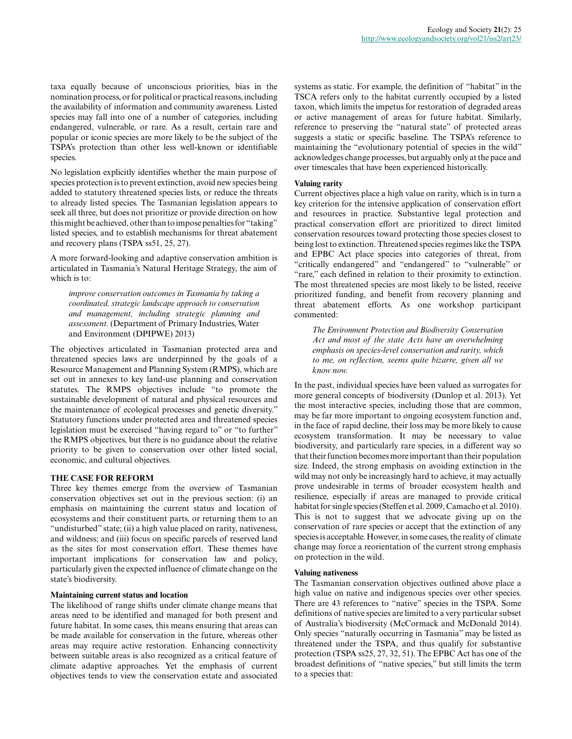taxa equally because of unconscious priorities, bias in the nomination process, or for political or practical reasons, including the availability of information and community awareness. Listed species may fall into one of a number of categories, including endangered, vulnerable, or rare. As a result, certain rare and popular or iconic species are more likely to be the subject of the TSPA's protection than other less well-known or identifiable species.

No legislation explicitly identifies whether the main purpose of species protection is to prevent extinction, avoid new species being added to statutory threatened species lists, or reduce the threats to already listed species. The Tasmanian legislation appears to seek all three, but does not prioritize or provide direction on how this might be achieved, other than to impose penalties for "taking" listed species, and to establish mechanisms for threat abatement and recovery plans (TSPA ss51, 25, 27).

A more forward-looking and adaptive conservation ambition is articulated in Tasmania's Natural Heritage Strategy, the aim of which is to:

> *improve conservation outcomes in Tasmania by taking a coordinated, strategic landscape approach to conservation and management, including strategic planning and assessment.* (Department of Primary Industries, Water and Environment (DPIPWE) 2013)

The objectives articulated in Tasmanian protected area and threatened species laws are underpinned by the goals of a Resource Management and Planning System (RMPS), which are set out in annexes to key land-use planning and conservation statutes. The RMPS objectives include "to promote the sustainable development of natural and physical resources and the maintenance of ecological processes and genetic diversity." Statutory functions under protected area and threatened species legislation must be exercised "having regard to" or "to further" the RMPS objectives, but there is no guidance about the relative priority to be given to conservation over other listed social, economic, and cultural objectives.

## THE CASE FOR REFORM

Three key themes emerge from the overview of Tasmanian conservation objectives set out in the previous section: (i) an emphasis on maintaining the current status and location of ecosystems and their constituent parts, or returning them to an "undisturbed" state; (ii) a high value placed on rarity, nativeness, and wildness; and (iii) focus on specific parcels of reserved land as the sites for most conservation effort. These themes have important implications for conservation law and policy, particularly given the expected influence of climate change on the state's biodiversity.

### Maintaining current status and location

The likelihood of range shifts under climate change means that areas need to be identified and managed for both present and future habitat. In some cases, this means ensuring that areas can be made available for conservation in the future, whereas other areas may require active restoration. Enhancing connectivity between suitable areas is also recognized as a critical feature of climate adaptive approaches. Yet the emphasis of current objectives tends to view the conservation estate and associated systems as static. For example, the definition of "habitat" in the TSCA refers only to the habitat currently occupied by a listed taxon, which limits the impetus for restoration of degraded areas or active management of areas for future habitat. Similarly, reference to preserving the "natural state" of protected areas suggests a static or specific baseline. The TSPA's reference to maintaining the "evolutionary potential of species in the wild" acknowledges change processes, but arguably only at the pace and over timescales that have been experienced historically.

### Valuing rarity

Current objectives place a high value on rarity, which is in turn a key criterion for the intensive application of conservation effort and resources in practice. Substantive legal protection and practical conservation effort are prioritized to direct limited conservation resources toward protecting those species closest to being lost to extinction. Threatened species regimes like the TSPA and EPBC Act place species into categories of threat, from "critically endangered" and "endangered" to "vulnerable" or "rare," each defined in relation to their proximity to extinction. The most threatened species are most likely to be listed, receive prioritized funding, and benefit from recovery planning and threat abatement efforts. As one workshop participant commented:

> *The Environment Protection and Biodiversity Conservation Act and most of the state Acts have an overwhelming emphasis on species-level conservation and rarity, which to me, on reflection, seems quite bizarre, given all we know now.*

In the past, individual species have been valued as surrogates for more general concepts of biodiversity (Dunlop et al. 2013). Yet the most interactive species, including those that are common, may be far more important to ongoing ecosystem function and, in the face of rapid decline, their loss may be more likely to cause ecosystem transformation. It may be necessary to value biodiversity, and particularly rare species, in a different way so that their function becomes more important than their population size. Indeed, the strong emphasis on avoiding extinction in the wild may not only be increasingly hard to achieve, it may actually prove undesirable in terms of broader ecosystem health and resilience, especially if areas are managed to provide critical habitat for single species (Steffen et al. 2009, Camacho et al. 2010). This is not to suggest that we advocate giving up on the conservation of rare species or accept that the extinction of any species is acceptable. However, in some cases, the reality of climate change may force a reorientation of the current strong emphasis on protection in the wild.

### Valuing nativeness

The Tasmanian conservation objectives outlined above place a high value on native and indigenous species over other species. There are 43 references to "native" species in the TSPA. Some definitions of native species are limited to a very particular subset of Australia's biodiversity (McCormack and McDonald 2014). Only species "naturally occurring in Tasmania" may be listed as threatened under the TSPA, and thus qualify for substantive protection (TSPA ss25, 27, 32, 51). The EPBC Act has one of the broadest definitions of "native species," but still limits the term to a species that: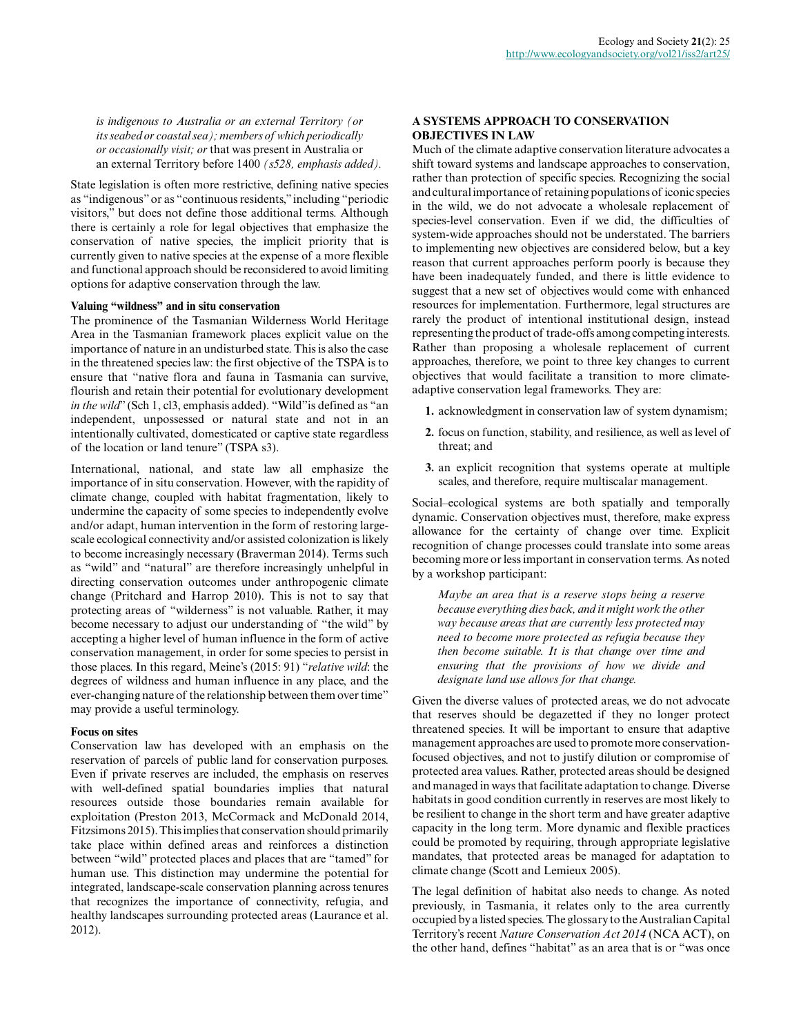*is indigenous to Australia or an external Territory (or its seabed or coastal sea); members of which periodically or occasionally visit; or* that was present in Australia or an external Territory before 1400 *(s528, emphasis added).*

State legislation is often more restrictive, defining native species as "indigenous" or as "continuous residents," including "periodic visitors," but does not define those additional terms. Although there is certainly a role for legal objectives that emphasize the conservation of native species, the implicit priority that is currently given to native species at the expense of a more flexible and functional approach should be reconsidered to avoid limiting options for adaptive conservation through the law.

### Valuing "wildness" and in situ conservation

The prominence of the Tasmanian Wilderness World Heritage Area in the Tasmanian framework places explicit value on the importance of nature in an undisturbed state. This is also the case in the threatened species law: the first objective of the TSPA is to ensure that "native flora and fauna in Tasmania can survive, flourish and retain their potential for evolutionary development *in the wild*" (Sch 1, cl3, emphasis added). "Wild" is defined as "an independent, unpossessed or natural state and not in an intentionally cultivated, domesticated or captive state regardless of the location or land tenure" (TSPA s3).

International, national, and state law all emphasize the importance of in situ conservation. However, with the rapidity of climate change, coupled with habitat fragmentation, likely to undermine the capacity of some species to independently evolve and/or adapt, human intervention in the form of restoring large-scale ecological connectivity and/or assisted colonization is likely to become increasingly necessary (Braverman 2014). Terms such as "wild" and "natural" are therefore increasingly unhelpful in directing conservation outcomes under anthropogenic climate change (Pritchard and Harrop 2010). This is not to say that protecting areas of "wilderness" is not valuable. Rather, it may become necessary to adjust our understanding of "the wild" by accepting a higher level of human influence in the form of active conservation management, in order for some species to persist in those places. In this regard, Meine's (2015: 91) "*relative wild*: the degrees of wildness and human influence in any place, and the ever-changing nature of the relationship between them over time" may provide a useful terminology.

### Focus on sites

Conservation law has developed with an emphasis on the reservation of parcels of public land for conservation purposes. Even if private reserves are included, the emphasis on reserves with well-defined spatial boundaries implies that natural resources outside those boundaries remain available for exploitation (Preston 2013, McCormack and McDonald 2014, Fitzsimons 2015). This implies that conservation should primarily take place within defined areas and reinforces a distinction between "wild" protected places and places that are "tamed" for human use. This distinction may undermine the potential for integrated, landscape-scale conservation planning across tenures that recognizes the importance of connectivity, refugia, and healthy landscapes surrounding protected areas (Laurance et al. 2012).

## A SYSTEMS APPROACH TO CONSERVATION OBJECTIVES IN LAW

Much of the climate adaptive conservation literature advocates a shift toward systems and landscape approaches to conservation, rather than protection of specific species. Recognizing the social and cultural importance of retaining populations of iconic species in the wild, we do not advocate a wholesale replacement of species-level conservation. Even if we did, the difficulties of system-wide approaches should not be understated. The barriers to implementing new objectives are considered below, but a key reason that current approaches perform poorly is because they have been inadequately funded, and there is little evidence to suggest that a new set of objectives would come with enhanced resources for implementation. Furthermore, legal structures are rarely the product of intentional institutional design, instead representing the product of trade-offs among competing interests. Rather than proposing a wholesale replacement of current approaches, therefore, we point to three key changes to current objectives that would facilitate a transition to more climate-adaptive conservation legal frameworks. They are:

1. acknowledgment in conservation law of system dynamism;
2. focus on function, stability, and resilience, as well as level of threat; and
3. an explicit recognition that systems operate at multiple scales, and therefore, require multiscalar management.

Social–ecological systems are both spatially and temporally dynamic. Conservation objectives must, therefore, make express allowance for the certainty of change over time. Explicit recognition of change processes could translate into some areas becoming more or less important in conservation terms. As noted by a workshop participant:

> *Maybe an area that is a reserve stops being a reserve because everything dies back, and it might work the other way because areas that are currently less protected may need to become more protected as refugia because they then become suitable. It is that change over time and ensuring that the provisions of how we divide and designate land use allows for that change.*

Given the diverse values of protected areas, we do not advocate that reserves should be degazetted if they no longer protect threatened species. It will be important to ensure that adaptive management approaches are used to promote more conservation-focused objectives, and not to justify dilution or compromise of protected area values. Rather, protected areas should be designed and managed in ways that facilitate adaptation to change. Diverse habitats in good condition currently in reserves are most likely to be resilient to change in the short term and have greater adaptive capacity in the long term. More dynamic and flexible practices could be promoted by requiring, through appropriate legislative mandates, that protected areas be managed for adaptation to climate change (Scott and Lemieux 2005).

The legal definition of habitat also needs to change. As noted previously, in Tasmania, it relates only to the area currently occupied by a listed species. The glossary to the Australian Capital Territory's recent *Nature Conservation Act 2014* (NCA ACT), on the other hand, defines "habitat" as an area that is or "was once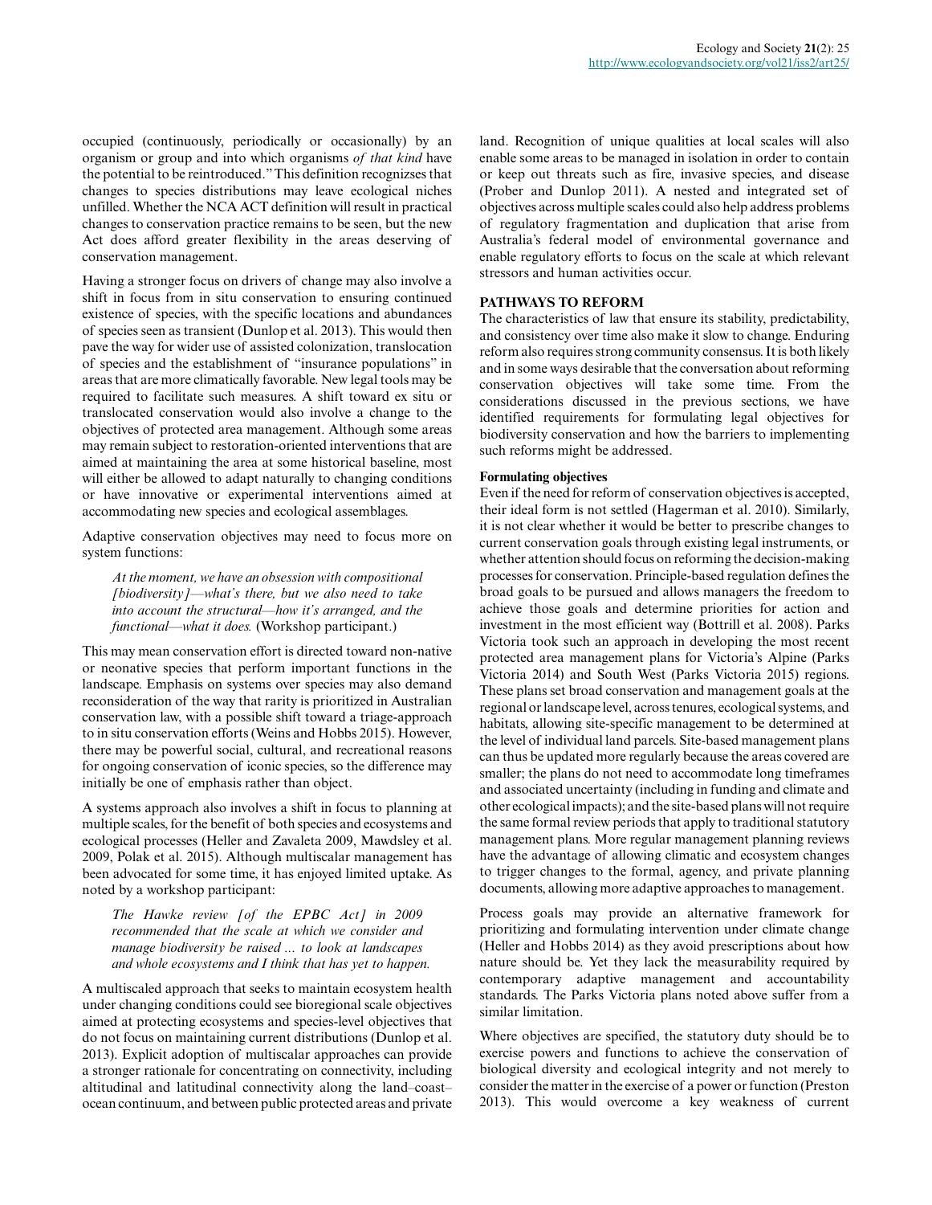occupied (continuously, periodically or occasionally) by an organism or group and into which organisms *of that kind* have the potential to be reintroduced." This definition recognizses that changes to species distributions may leave ecological niches unfilled. Whether the NCA ACT definition will result in practical changes to conservation practice remains to be seen, but the new Act does afford greater flexibility in the areas deserving of conservation management.

Having a stronger focus on drivers of change may also involve a shift in focus from in situ conservation to ensuring continued existence of species, with the specific locations and abundances of species seen as transient (Dunlop et al. 2013). This would then pave the way for wider use of assisted colonization, translocation of species and the establishment of "insurance populations" in areas that are more climatically favorable. New legal tools may be required to facilitate such measures. A shift toward ex situ or translocated conservation would also involve a change to the objectives of protected area management. Although some areas may remain subject to restoration-oriented interventions that are aimed at maintaining the area at some historical baseline, most will either be allowed to adapt naturally to changing conditions or have innovative or experimental interventions aimed at accommodating new species and ecological assemblages.

Adaptive conservation objectives may need to focus more on system functions:

> *At the moment, we have an obsession with compositional [biodiversity]—what's there, but we also need to take into account the structural—how it's arranged, and the functional—what it does.* (Workshop participant.)

This may mean conservation effort is directed toward non-native or neonative species that perform important functions in the landscape. Emphasis on systems over species may also demand reconsideration of the way that rarity is prioritized in Australian conservation law, with a possible shift toward a triage-approach to in situ conservation efforts (Weins and Hobbs 2015). However, there may be powerful social, cultural, and recreational reasons for ongoing conservation of iconic species, so the difference may initially be one of emphasis rather than object.

A systems approach also involves a shift in focus to planning at multiple scales, for the benefit of both species and ecosystems and ecological processes (Heller and Zavaleta 2009, Mawdsley et al. 2009, Polak et al. 2015). Although multiscalar management has been advocated for some time, it has enjoyed limited uptake. As noted by a workshop participant:

> *The Hawke review [of the EPBC Act] in 2009 recommended that the scale at which we consider and manage biodiversity be raised ... to look at landscapes and whole ecosystems and I think that has yet to happen.*

A multiscaled approach that seeks to maintain ecosystem health under changing conditions could see bioregional scale objectives aimed at protecting ecosystems and species-level objectives that do not focus on maintaining current distributions (Dunlop et al. 2013). Explicit adoption of multiscalar approaches can provide a stronger rationale for concentrating on connectivity, including altitudinal and latitudinal connectivity along the land–coast–ocean continuum, and between public protected areas and private land. Recognition of unique qualities at local scales will also enable some areas to be managed in isolation in order to contain or keep out threats such as fire, invasive species, and disease (Prober and Dunlop 2011). A nested and integrated set of objectives across multiple scales could also help address problems of regulatory fragmentation and duplication that arise from Australia's federal model of environmental governance and enable regulatory efforts to focus on the scale at which relevant stressors and human activities occur.

## PATHWAYS TO REFORM

The characteristics of law that ensure its stability, predictability, and consistency over time also make it slow to change. Enduring reform also requires strong community consensus. It is both likely and in some ways desirable that the conversation about reforming conservation objectives will take some time. From the considerations discussed in the previous sections, we have identified requirements for formulating legal objectives for biodiversity conservation and how the barriers to implementing such reforms might be addressed.

### Formulating objectives

Even if the need for reform of conservation objectives is accepted, their ideal form is not settled (Hagerman et al. 2010). Similarly, it is not clear whether it would be better to prescribe changes to current conservation goals through existing legal instruments, or whether attention should focus on reforming the decision-making processes for conservation. Principle-based regulation defines the broad goals to be pursued and allows managers the freedom to achieve those goals and determine priorities for action and investment in the most efficient way (Bottrill et al. 2008). Parks Victoria took such an approach in developing the most recent protected area management plans for Victoria's Alpine (Parks Victoria 2014) and South West (Parks Victoria 2015) regions. These plans set broad conservation and management goals at the regional or landscape level, across tenures, ecological systems, and habitats, allowing site-specific management to be determined at the level of individual land parcels. Site-based management plans can thus be updated more regularly because the areas covered are smaller; the plans do not need to accommodate long timeframes and associated uncertainty (including in funding and climate and other ecological impacts); and the site-based plans will not require the same formal review periods that apply to traditional statutory management plans. More regular management planning reviews have the advantage of allowing climatic and ecosystem changes to trigger changes to the formal, agency, and private planning documents, allowing more adaptive approaches to management.

Process goals may provide an alternative framework for prioritizing and formulating intervention under climate change (Heller and Hobbs 2014) as they avoid prescriptions about how nature should be. Yet they lack the measurability required by contemporary adaptive management and accountability standards. The Parks Victoria plans noted above suffer from a similar limitation.

Where objectives are specified, the statutory duty should be to exercise powers and functions to achieve the conservation of biological diversity and ecological integrity and not merely to consider the matter in the exercise of a power or function (Preston 2013). This would overcome a key weakness of current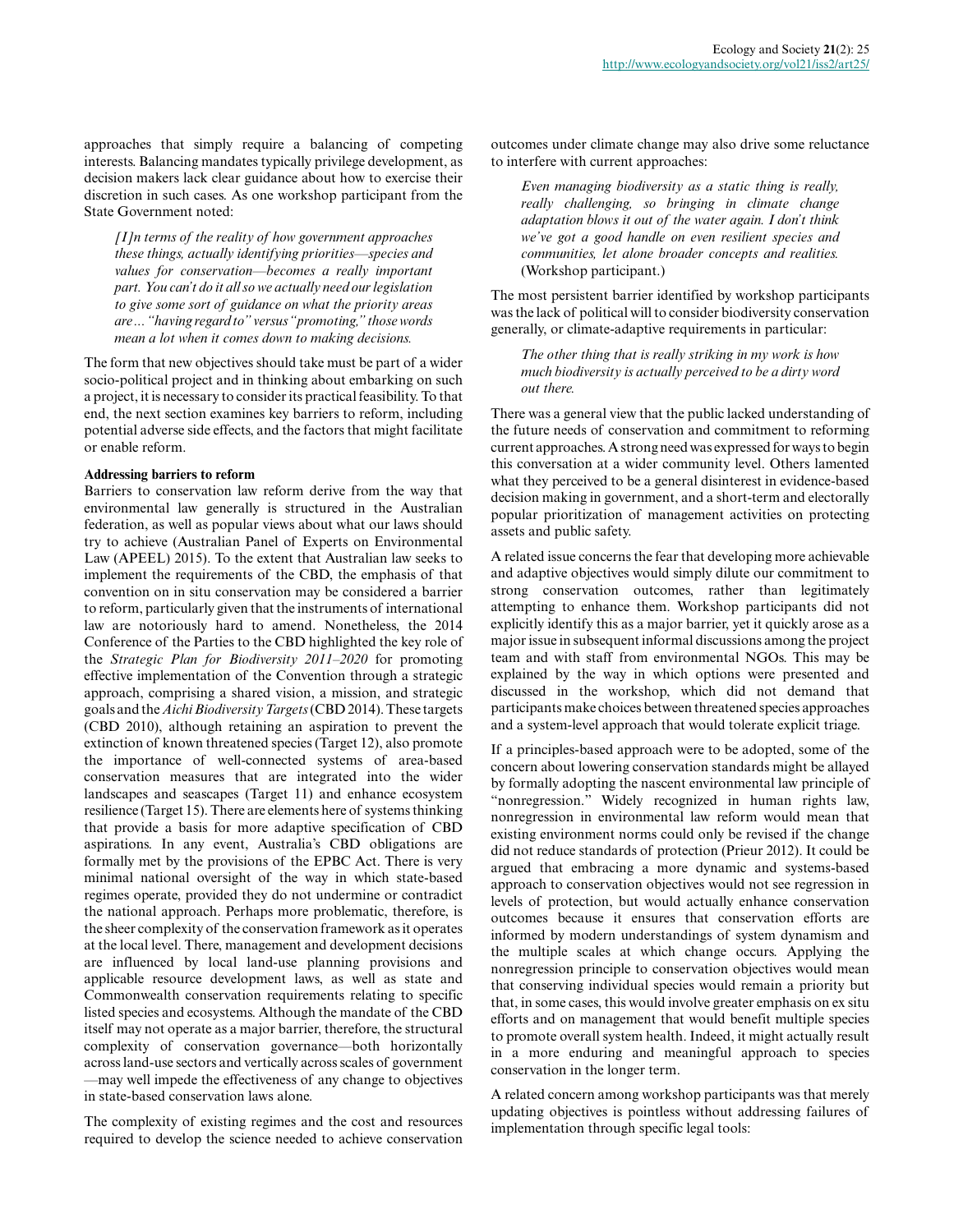approaches that simply require a balancing of competing interests. Balancing mandates typically privilege development, as decision makers lack clear guidance about how to exercise their discretion in such cases. As one workshop participant from the State Government noted:

> *[I]n terms of the reality of how government approaches these things, actually identifying priorities—species and values for conservation—becomes a really important part. You can't do it all so we actually need our legislation to give some sort of guidance on what the priority areas are ... "having regard to" versus "promoting," those words mean a lot when it comes down to making decisions.*

The form that new objectives should take must be part of a wider socio-political project and in thinking about embarking on such a project, it is necessary to consider its practical feasibility. To that end, the next section examines key barriers to reform, including potential adverse side effects, and the factors that might facilitate or enable reform.

### Addressing barriers to reform

Barriers to conservation law reform derive from the way that environmental law generally is structured in the Australian federation, as well as popular views about what our laws should try to achieve (Australian Panel of Experts on Environmental Law (APEEL) 2015). To the extent that Australian law seeks to implement the requirements of the CBD, the emphasis of that convention on in situ conservation may be considered a barrier to reform, particularly given that the instruments of international law are notoriously hard to amend. Nonetheless, the 2014 Conference of the Parties to the CBD highlighted the key role of the *Strategic Plan for Biodiversity 2011–2020* for promoting effective implementation of the Convention through a strategic approach, comprising a shared vision, a mission, and strategic goals and the *Aichi Biodiversity Targets* (CBD 2014). These targets (CBD 2010), although retaining an aspiration to prevent the extinction of known threatened species (Target 12), also promote the importance of well-connected systems of area-based conservation measures that are integrated into the wider landscapes and seascapes (Target 11) and enhance ecosystem resilience (Target 15). There are elements here of systems thinking that provide a basis for more adaptive specification of CBD aspirations. In any event, Australia's CBD obligations are formally met by the provisions of the EPBC Act. There is very minimal national oversight of the way in which state-based regimes operate, provided they do not undermine or contradict the national approach. Perhaps more problematic, therefore, is the sheer complexity of the conservation framework as it operates at the local level. There, management and development decisions are influenced by local land-use planning provisions and applicable resource development laws, as well as state and Commonwealth conservation requirements relating to specific listed species and ecosystems. Although the mandate of the CBD itself may not operate as a major barrier, therefore, the structural complexity of conservation governance—both horizontally across land-use sectors and vertically across scales of government—may well impede the effectiveness of any change to objectives in state-based conservation laws alone.

The complexity of existing regimes and the cost and resources required to develop the science needed to achieve conservation outcomes under climate change may also drive some reluctance to interfere with current approaches:

> *Even managing biodiversity as a static thing is really, really challenging, so bringing in climate change adaptation blows it out of the water again. I don't think we've got a good handle on even resilient species and communities, let alone broader concepts and realities.* (Workshop participant.)

The most persistent barrier identified by workshop participants was the lack of political will to consider biodiversity conservation generally, or climate-adaptive requirements in particular:

> *The other thing that is really striking in my work is how much biodiversity is actually perceived to be a dirty word out there.*

There was a general view that the public lacked understanding of the future needs of conservation and commitment to reforming current approaches. A strong need was expressed for ways to begin this conversation at a wider community level. Others lamented what they perceived to be a general disinterest in evidence-based decision making in government, and a short-term and electorally popular prioritization of management activities on protecting assets and public safety.

A related issue concerns the fear that developing more achievable and adaptive objectives would simply dilute our commitment to strong conservation outcomes, rather than legitimately attempting to enhance them. Workshop participants did not explicitly identify this as a major barrier, yet it quickly arose as a major issue in subsequent informal discussions among the project team and with staff from environmental NGOs. This may be explained by the way in which options were presented and discussed in the workshop, which did not demand that participants make choices between threatened species approaches and a system-level approach that would tolerate explicit triage.

If a principles-based approach were to be adopted, some of the concern about lowering conservation standards might be allayed by formally adopting the nascent environmental law principle of "nonregression." Widely recognized in human rights law, nonregression in environmental law reform would mean that existing environment norms could only be revised if the change did not reduce standards of protection (Prieur 2012). It could be argued that embracing a more dynamic and systems-based approach to conservation objectives would not see regression in levels of protection, but would actually enhance conservation outcomes because it ensures that conservation efforts are informed by modern understandings of system dynamism and the multiple scales at which change occurs. Applying the nonregression principle to conservation objectives would mean that conserving individual species would remain a priority but that, in some cases, this would involve greater emphasis on ex situ efforts and on management that would benefit multiple species to promote overall system health. Indeed, it might actually result in a more enduring and meaningful approach to species conservation in the longer term.

A related concern among workshop participants was that merely updating objectives is pointless without addressing failures of implementation through specific legal tools: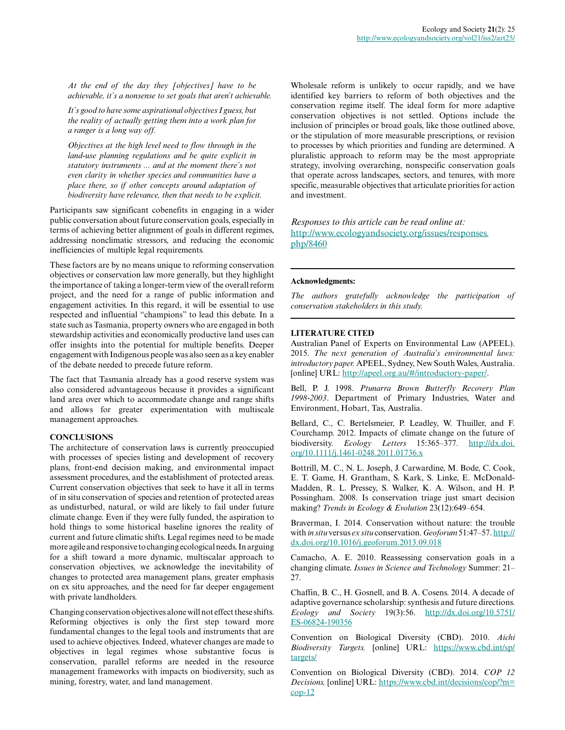*At the end of the day they [objectives] have to be achievable, it's a nonsense to set goals that aren't achievable.*

*It's good to have some aspirational objectives I guess, but the reality of actually getting them into a work plan for a ranger is a long way off.*

*Objectives at the high level need to flow through in the land-use planning regulations and be quite explicit in statutory instruments ... and at the moment there's not even clarity in whether species and communities have a place there, so if other concepts around adaptation of biodiversity have relevance, then that needs to be explicit.*

Participants saw significant cobenefits in engaging in a wider public conversation about future conservation goals, especially in terms of achieving better alignment of goals in different regimes, addressing nonclimatic stressors, and reducing the economic inefficiencies of multiple legal requirements.

These factors are by no means unique to reforming conservation objectives or conservation law more generally, but they highlight the importance of taking a longer-term view of the overall reform project, and the need for a range of public information and engagement activities. In this regard, it will be essential to use respected and influential "champions" to lead this debate. In a state such as Tasmania, property owners who are engaged in both stewardship activities and economically productive land uses can offer insights into the potential for multiple benefits. Deeper engagement with Indigenous people was also seen as a key enabler of the debate needed to precede future reform.

The fact that Tasmania already has a good reserve system was also considered advantageous because it provides a significant land area over which to accommodate change and range shifts and allows for greater experimentation with multiscale management approaches.

## CONCLUSIONS

The architecture of conservation laws is currently preoccupied with processes of species listing and development of recovery plans, front-end decision making, and environmental impact assessment procedures, and the establishment of protected areas. Current conservation objectives that seek to have it all in terms of in situ conservation of species and retention of protected areas as undisturbed, natural, or wild are likely to fail under future climate change. Even if they were fully funded, the aspiration to hold things to some historical baseline ignores the reality of current and future climatic shifts. Legal regimes need to be made more agile and responsive to changing ecological needs. In arguing for a shift toward a more dynamic, multiscalar approach to conservation objectives, we acknowledge the inevitability of changes to protected area management plans, greater emphasis on ex situ approaches, and the need for far deeper engagement with private landholders.

Changing conservation objectives alone will not effect these shifts. Reforming objectives is only the first step toward more fundamental changes to the legal tools and instruments that are used to achieve objectives. Indeed, whatever changes are made to objectives in legal regimes whose substantive focus is conservation, parallel reforms are needed in the resource management frameworks with impacts on biodiversity, such as mining, forestry, water, and land management.

Wholesale reform is unlikely to occur rapidly, and we have identified key barriers to reform of both objectives and the conservation regime itself. The ideal form for more adaptive conservation objectives is not settled. Options include the inclusion of principles or broad goals, like those outlined above, or the stipulation of more measurable prescriptions, or revision to processes by which priorities and funding are determined. A pluralistic approach to reform may be the most appropriate strategy, involving overarching, nonspecific conservation goals that operate across landscapes, sectors, and tenures, with more specific, measurable objectives that articulate priorities for action and investment.

*Responses to this article can be read online at:*
http://www.ecologyandsociety.org/issues/responses.php/8460

**Acknowledgments:**

*The authors gratefully acknowledge the participation of conservation stakeholders in this study.*

## LITERATURE CITED

Australian Panel of Experts on Environmental Law (APEEL). 2015. *The next generation of Australia's environmental laws: introductory paper.* APEEL, Sydney, New South Wales, Australia. [online] URL: http://apeel.org.au/#/introductory-paper/.

Bell, P. J. 1998. *Ptunarra Brown Butterfly Recovery Plan 1998-2003*. Department of Primary Industries, Water and Environment, Hobart, Tas, Australia.

Bellard, C., C. Bertelsmeier, P. Leadley, W. Thuiller, and F. Courchamp. 2012. Impacts of climate change on the future of biodiversity. *Ecology Letters* 15:365–377. http://dx.doi.org/10.1111/j.1461-0248.2011.01736.x

Bottrill, M. C., N. L. Joseph, J. Carwardine, M. Bode, C. Cook, E. T. Game, H. Grantham, S. Kark, S. Linke, E. McDonald-Madden, R. L. Pressey, S. Walker, K. A. Wilson, and H. P. Possingham. 2008. Is conservation triage just smart decision making? *Trends in Ecology & Evolution* 23(12):649–654.

Braverman, I. 2014. Conservation without nature: the trouble with *in situ* versus *ex situ* conservation. *Geoforum* 51:47–57. http://dx.doi.org/10.1016/j.geoforum.2013.09.018

Camacho, A. E. 2010. Reassessing conservation goals in a changing climate. *Issues in Science and Technology* Summer: 21–27.

Chaffin, B. C., H. Gosnell, and B. A. Cosens. 2014. A decade of adaptive governance scholarship: synthesis and future directions. *Ecology and Society* 19(3):56. http://dx.doi.org/10.5751/ES-06824-190356

Convention on Biological Diversity (CBD). 2010. *Aichi Biodiversity Targets.* [online] URL: https://www.cbd.int/sp/targets/

Convention on Biological Diversity (CBD). 2014. *COP 12 Decisions,* [online] URL: https://www.cbd.int/decisions/cop/?m=cop-12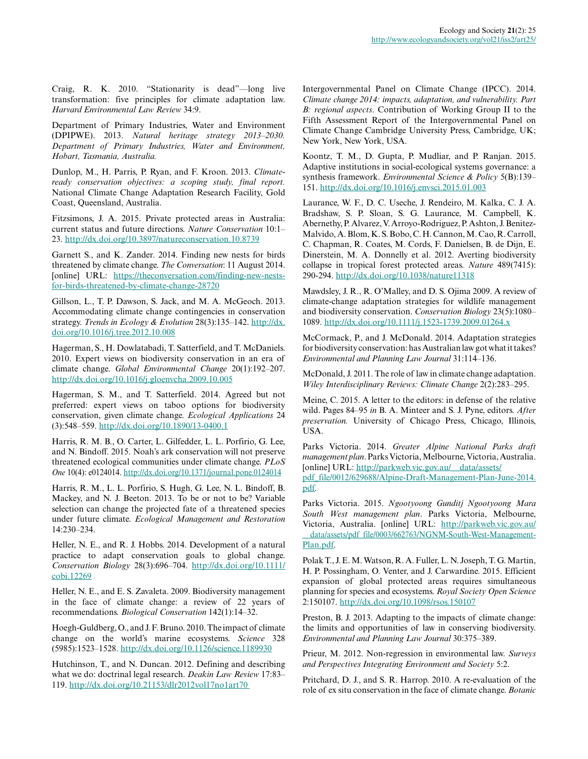Craig, R. K. 2010. "Stationarity is dead"—long live transformation: five principles for climate adaptation law. *Harvard Environmental Law Review* 34:9.

Department of Primary Industries, Water and Environment (DPIPWE). 2013. *Natural heritage strategy 2013–2030. Department of Primary Industries, Water and Environment, Hobart, Tasmania, Australia.*

Dunlop, M., H. Parris, P. Ryan, and F. Kroon. 2013. *Climate-ready conservation objectives: a scoping study, final report.* National Climate Change Adaptation Research Facility, Gold Coast, Queensland, Australia.

Fitzsimons, J. A. 2015. Private protected areas in Australia: current status and future directions. *Nature Conservation* 10:1–23. http://dx.doi.org/10.3897/natureconservation.10.8739

Garnett S., and K. Zander. 2014. Finding new nests for birds threatened by climate change. *The Conversation*: 11 August 2014. [online] URL: https://theconversation.com/finding-new-nests-for-birds-threatened-by-climate-change-28720

Gillson, L., T. P. Dawson, S. Jack, and M. A. McGeoch. 2013. Accommodating climate change contingencies in conservation strategy. *Trends in Ecology & Evolution* 28(3):135–142. http://dx.doi.org/10.1016/j.tree.2012.10.008

Hagerman, S., H. Dowlatabadi, T. Satterfield, and T. McDaniels. 2010. Expert views on biodiversity conservation in an era of climate change. *Global Environmental Change* 20(1):192–207. http://dx.doi.org/10.1016/j.gloenvcha.2009.10.005

Hagerman, S. M., and T. Satterfield. 2014. Agreed but not preferred: expert views on taboo options for biodiversity conservation, given climate change. *Ecological Applications* 24 (3):548–559. http://dx.doi.org/10.1890/13-0400.1

Harris, R. M. B., O. Carter, L. Gilfedder, L. L. Porfirio, G. Lee, and N. Bindoff. 2015. Noah's ark conservation will not preserve threatened ecological communities under climate change. *PLoS One* 10(4): e0124014. http://dx.doi.org/10.1371/journal.pone.0124014

Harris, R. M., L. L. Porfirio, S. Hugh, G. Lee, N. L. Bindoff, B. Mackey, and N. J. Beeton. 2013. To be or not to be? Variable selection can change the projected fate of a threatened species under future climate. *Ecological Management and Restoration* 14:230–234.

Heller, N. E., and R. J. Hobbs. 2014. Development of a natural practice to adapt conservation goals to global change. *Conservation Biology* 28(3):696–704. http://dx.doi.org/10.1111/cobi.12269

Heller, N. E., and E. S. Zavaleta. 2009. Biodiversity management in the face of climate change: a review of 22 years of recommendations. *Biological Conservation* 142(1):14–32.

Hoegh-Guldberg, O., and J. F. Bruno. 2010. The impact of climate change on the world's marine ecosystems. *Science* 328 (5985):1523–1528. http://dx.doi.org/10.1126/science.1189930

Hutchinson, T., and N. Duncan. 2012. Defining and describing what we do: doctrinal legal research. *Deakin Law Review* 17:83–119. http://dx.doi.org/10.21153/dlr2012vol17no1art70

Intergovernmental Panel on Climate Change (IPCC). 2014. *Climate change 2014: impacts, adaptation, and vulnerability. Part B: regional aspects*. Contribution of Working Group II to the Fifth Assessment Report of the Intergovernmental Panel on Climate Change Cambridge University Press, Cambridge, UK; New York, New York, USA.

Koontz, T. M., D. Gupta, P. Mudliar, and P. Ranjan. 2015. Adaptive institutions in social-ecological systems governance: a synthesis framework. *Environmental Science & Policy* 5(B):139–151. http://dx.doi.org/10.1016/j.envsci.2015.01.003

Laurance, W. F., D. C. Useche, J. Rendeiro, M. Kalka, C. J. A. Bradshaw, S. P. Sloan, S. G. Laurance, M. Campbell, K. Abernethy, P. Alvarez, V. Arroyo-Rodriguez, P. Ashton, J. Benitez-Malvido, A. Blom, K. S. Bobo, C. H. Cannon, M. Cao, R. Carroll, C. Chapman, R. Coates, M. Cords, F. Danielsen, B. de Dijn, E. Dinerstein, M. A. Donnelly et al. 2012. Averting biodiversity collapse in tropical forest protected areas. *Nature* 489(7415): 290-294. http://dx.doi.org/10.1038/nature11318

Mawdsley, J. R., R. O'Malley, and D. S. Ojima 2009. A review of climate-change adaptation strategies for wildlife management and biodiversity conservation. *Conservation Biology* 23(5):1080–1089. http://dx.doi.org/10.1111/j.1523-1739.2009.01264.x

McCormack, P., and J. McDonald. 2014. Adaptation strategies for biodiversity conservation: has Australian law got what it takes? *Environmental and Planning Law Journal* 31:114–136.

McDonald, J. 2011. The role of law in climate change adaptation. *Wiley Interdisciplinary Reviews: Climate Change* 2(2):283–295.

Meine, C. 2015. A letter to the editors: in defense of the relative wild. Pages 84–95 *in* B. A. Minteer and S. J. Pyne, editors. *After preservation.* University of Chicago Press, Chicago, Illinois, USA.

Parks Victoria. 2014. *Greater Alpine National Parks draft management plan*. Parks Victoria, Melbourne, Victoria, Australia. [online] URL: http://parkweb.vic.gov.au/__data/assets/pdf_file/0012/629688/Alpine-Draft-Management-Plan-June-2014.pdf.

Parks Victoria. 2015. *Ngootyoong Gunditj Ngootyoong Mara South West management plan*. Parks Victoria, Melbourne, Victoria, Australia. [online] URL: http://parkweb.vic.gov.au/__data/assets/pdf_file/0003/662763/NGNM-South-West-Management-Plan.pdf.

Polak T., J. E. M. Watson, R. A. Fuller, L. N. Joseph, T. G. Martin, H. P. Possingham, O. Venter, and J. Carwardine. 2015. Efficient expansion of global protected areas requires simultaneous planning for species and ecosystems. *Royal Society Open Science* 2:150107. http://dx.doi.org/10.1098/rsos.150107

Preston, B. J. 2013. Adapting to the impacts of climate change: the limits and opportunities of law in conserving biodiversity. *Environmental and Planning Law Journal* 30:375–389.

Prieur, M. 2012. Non-regression in environmental law. *Surveys and Perspectives Integrating Environment and Society* 5:2.

Pritchard, D. J., and S. R. Harrop. 2010. A re-evaluation of the role of ex situ conservation in the face of climate change. *Botanic*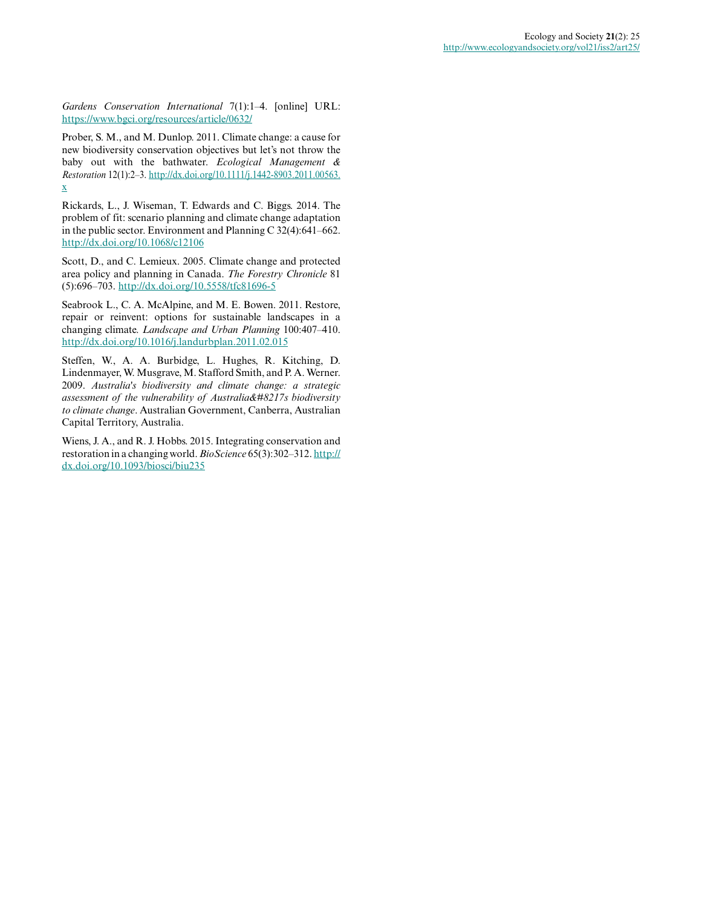*Gardens Conservation International* 7(1):1–4. [online] URL: https://www.bgci.org/resources/article/0632/

Prober, S. M., and M. Dunlop. 2011. Climate change: a cause for new biodiversity conservation objectives but let's not throw the baby out with the bathwater. *Ecological Management & Restoration* 12(1):2–3. http://dx.doi.org/10.1111/j.1442-8903.2011.00563.x

Rickards, L., J. Wiseman, T. Edwards and C. Biggs. 2014. The problem of fit: scenario planning and climate change adaptation in the public sector. Environment and Planning C 32(4):641–662. http://dx.doi.org/10.1068/c12106

Scott, D., and C. Lemieux. 2005. Climate change and protected area policy and planning in Canada. *The Forestry Chronicle* 81 (5):696–703. http://dx.doi.org/10.5558/tfc81696-5

Seabrook L., C. A. McAlpine, and M. E. Bowen. 2011. Restore, repair or reinvent: options for sustainable landscapes in a changing climate. *Landscape and Urban Planning* 100:407–410. http://dx.doi.org/10.1016/j.landurbplan.2011.02.015

Steffen, W., A. A. Burbidge, L. Hughes, R. Kitching, D. Lindenmayer, W. Musgrave, M. Stafford Smith, and P. A. Werner. 2009. *Australia's biodiversity and climate change: a strategic assessment of the vulnerability of Australia&#8217s biodiversity to climate change*. Australian Government, Canberra, Australian Capital Territory, Australia.

Wiens, J. A., and R. J. Hobbs. 2015. Integrating conservation and restoration in a changing world. *BioScience* 65(3):302–312. http://dx.doi.org/10.1093/biosci/biu235